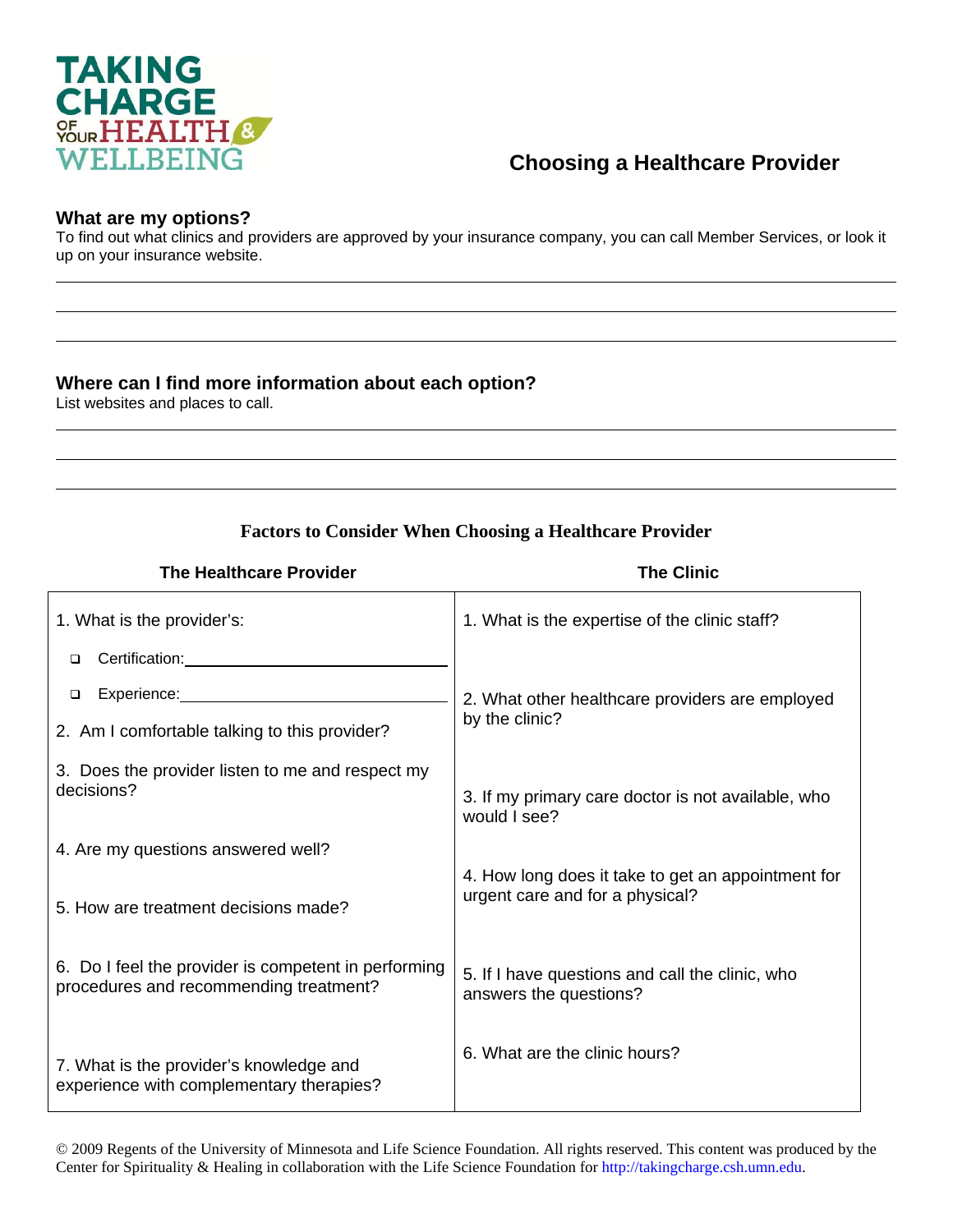TAKING CHARGE OF YOUR HEALTH & WELLBEING

# Choosing a Healthcare Provider

## What are my options?

To find out what clinics and providers are approved by your insurance company, you can call Member Services, or look it up on your insurance website.

\_\_\_\_\_\_\_\_\_\_\_\_\_\_\_\_\_\_\_\_\_\_\_\_\_\_\_\_\_\_\_\_\_\_\_\_\_\_\_\_\_\_\_\_\_\_\_\_\_\_\_\_\_\_\_\_\_\_

\_\_\_\_\_\_\_\_\_\_\_\_\_\_\_\_\_\_\_\_\_\_\_\_\_\_\_\_\_\_\_\_\_\_\_\_\_\_\_\_\_\_\_\_\_\_\_\_\_\_\_\_\_\_\_\_\_\_

\_\_\_\_\_\_\_\_\_\_\_\_\_\_\_\_\_\_\_\_\_\_\_\_\_\_\_\_\_\_\_\_\_\_\_\_\_\_\_\_\_\_\_\_\_\_\_\_\_\_\_\_\_\_\_\_\_\_

## Where can I find more information about each option?

List websites and places to call.

\_\_\_\_\_\_\_\_\_\_\_\_\_\_\_\_\_\_\_\_\_\_\_\_\_\_\_\_\_\_\_\_\_\_\_\_\_\_\_\_\_\_\_\_\_\_\_\_\_\_\_\_\_\_\_\_\_\_

\_\_\_\_\_\_\_\_\_\_\_\_\_\_\_\_\_\_\_\_\_\_\_\_\_\_\_\_\_\_\_\_\_\_\_\_\_\_\_\_\_\_\_\_\_\_\_\_\_\_\_\_\_\_\_\_\_\_

\_\_\_\_\_\_\_\_\_\_\_\_\_\_\_\_\_\_\_\_\_\_\_\_\_\_\_\_\_\_\_\_\_\_\_\_\_\_\_\_\_\_\_\_\_\_\_\_\_\_\_\_\_\_\_\_\_\_

### Factors to Consider When Choosing a Healthcare Provider

| The Healthcare Provider | The Clinic |
|---|---|
| 1. What is the provider's:<br>❑ Certification: \_\_\_\_\_\_\_\_\_\_\_\_\_\_\_\_<br>❑ Experience: \_\_\_\_\_\_\_\_\_\_\_\_\_\_\_\_ | 1. What is the expertise of the clinic staff? |
| 2. Am I comfortable talking to this provider? | 2. What other healthcare providers are employed by the clinic? |
| 3. Does the provider listen to me and respect my decisions? | 3. If my primary care doctor is not available, who would I see? |
| 4. Are my questions answered well? | 4. How long does it take to get an appointment for urgent care and for a physical? |
| 5. How are treatment decisions made? | 5. If I have questions and call the clinic, who answers the questions? |
| 6. Do I feel the provider is competent in performing procedures and recommending treatment? | 6. What are the clinic hours? |
| 7. What is the provider's knowledge and experience with complementary therapies? | |

© 2009 Regents of the University of Minnesota and Life Science Foundation. All rights reserved. This content was produced by the Center for Spirituality & Healing in collaboration with the Life Science Foundation for http://takingcharge.csh.umn.edu.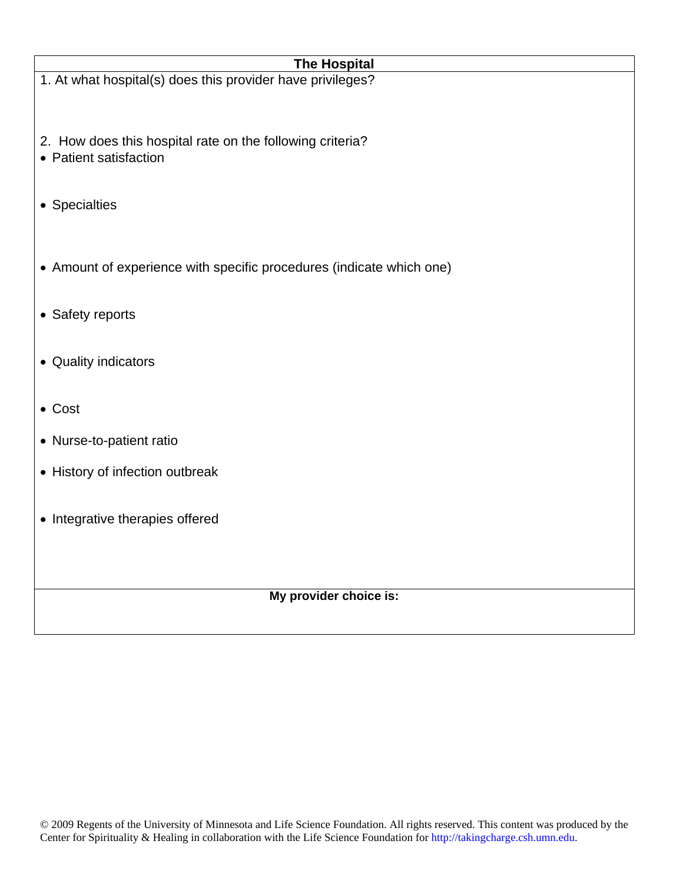## The Hospital

1. At what hospital(s) does this provider have privileges?

2. How does this hospital rate on the following criteria?

- Patient satisfaction
- Specialties
- Amount of experience with specific procedures (indicate which one)
- Safety reports
- Quality indicators
- Cost
- Nurse-to-patient ratio
- History of infection outbreak
- Integrative therapies offered

**My provider choice is:**

© 2009 Regents of the University of Minnesota and Life Science Foundation. All rights reserved. This content was produced by the Center for Spirituality & Healing in collaboration with the Life Science Foundation for http://takingcharge.csh.umn.edu.